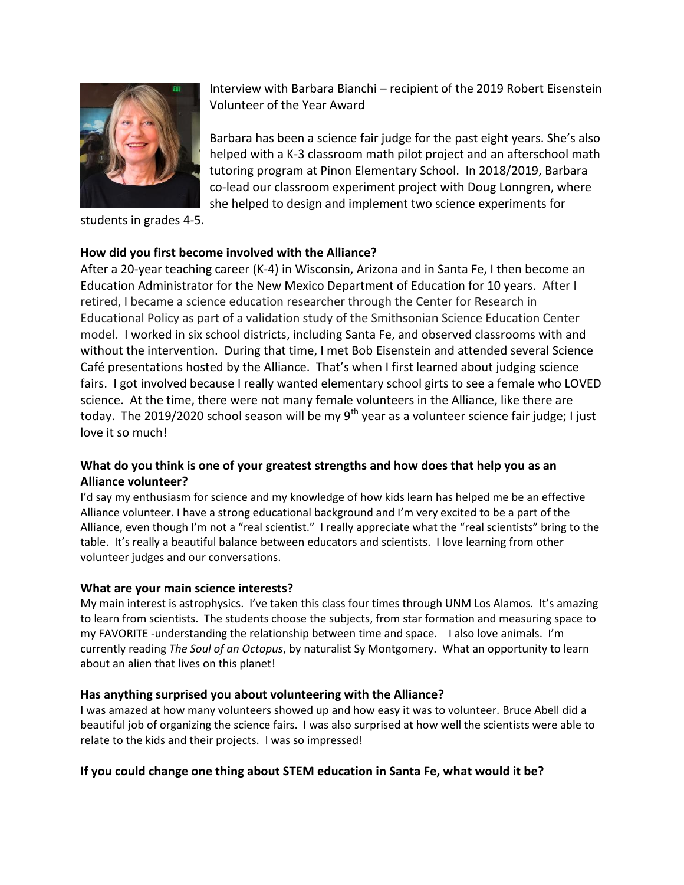Interview with Barbara Bianchi – recipient of the 2019 Robert Eisenstein Volunteer of the Year Award

Barbara has been a science fair judge for the past eight years. She's also helped with a K-3 classroom math pilot project and an afterschool math tutoring program at Pinon Elementary School. In 2018/2019, Barbara co-lead our classroom experiment project with Doug Lonngren, where she helped to design and implement two science experiments for students in grades 4-5.

**How did you first become involved with the Alliance?**

After a 20-year teaching career (K-4) in Wisconsin, Arizona and in Santa Fe, I then become an Education Administrator for the New Mexico Department of Education for 10 years. After I retired, I became a science education researcher through the Center for Research in Educational Policy as part of a validation study of the Smithsonian Science Education Center model. I worked in six school districts, including Santa Fe, and observed classrooms with and without the intervention. During that time, I met Bob Eisenstein and attended several Science Café presentations hosted by the Alliance. That's when I first learned about judging science fairs. I got involved because I really wanted elementary school girls to see a female who LOVED science. At the time, there were not many female volunteers in the Alliance, like there are today. The 2019/2020 school season will be my 9th year as a volunteer science fair judge; I just love it so much!

**What do you think is one of your greatest strengths and how does that help you as an Alliance volunteer?**

I'd say my enthusiasm for science and my knowledge of how kids learn has helped me be an effective Alliance volunteer. I have a strong educational background and I'm very excited to be a part of the Alliance, even though I'm not a "real scientist." I really appreciate what the "real scientists" bring to the table. It's really a beautiful balance between educators and scientists. I love learning from other volunteer judges and our conversations.

**What are your main science interests?**

My main interest is astrophysics. I've taken this class four times through UNM Los Alamos. It's amazing to learn from scientists. The students choose the subjects, from star formation and measuring space to my FAVORITE -understanding the relationship between time and space. I also love animals. I'm currently reading *The Soul of an Octopus*, by naturalist Sy Montgomery. What an opportunity to learn about an alien that lives on this planet!

**Has anything surprised you about volunteering with the Alliance?**

I was amazed at how many volunteers showed up and how easy it was to volunteer. Bruce Abell did a beautiful job of organizing the science fairs. I was also surprised at how well the scientists were able to relate to the kids and their projects. I was so impressed!

**If you could change one thing about STEM education in Santa Fe, what would it be?**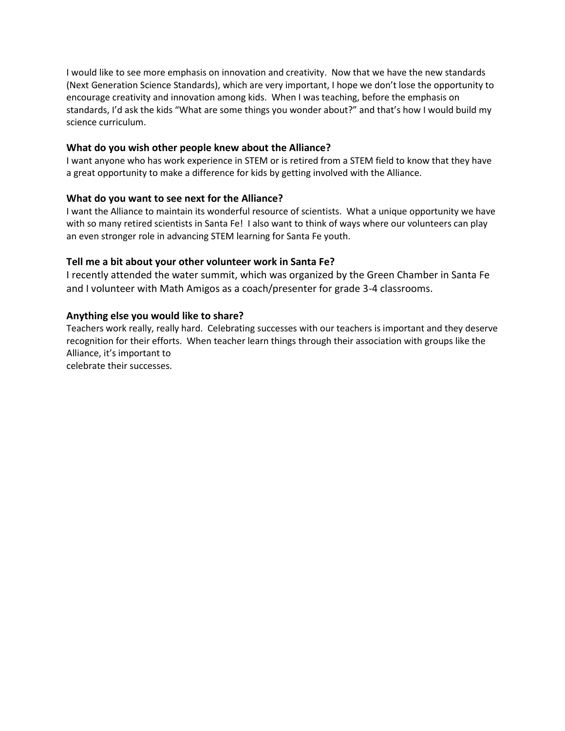I would like to see more emphasis on innovation and creativity. Now that we have the new standards (Next Generation Science Standards), which are very important, I hope we don't lose the opportunity to encourage creativity and innovation among kids. When I was teaching, before the emphasis on standards, I'd ask the kids "What are some things you wonder about?" and that's how I would build my science curriculum.

**What do you wish other people knew about the Alliance?**
I want anyone who has work experience in STEM or is retired from a STEM field to know that they have a great opportunity to make a difference for kids by getting involved with the Alliance.

**What do you want to see next for the Alliance?**
I want the Alliance to maintain its wonderful resource of scientists. What a unique opportunity we have with so many retired scientists in Santa Fe! I also want to think of ways where our volunteers can play an even stronger role in advancing STEM learning for Santa Fe youth.

**Tell me a bit about your other volunteer work in Santa Fe?**
I recently attended the water summit, which was organized by the Green Chamber in Santa Fe and I volunteer with Math Amigos as a coach/presenter for grade 3-4 classrooms.

**Anything else you would like to share?**
Teachers work really, really hard. Celebrating successes with our teachers is important and they deserve recognition for their efforts. When teacher learn things through their association with groups like the Alliance, it's important to celebrate their successes.